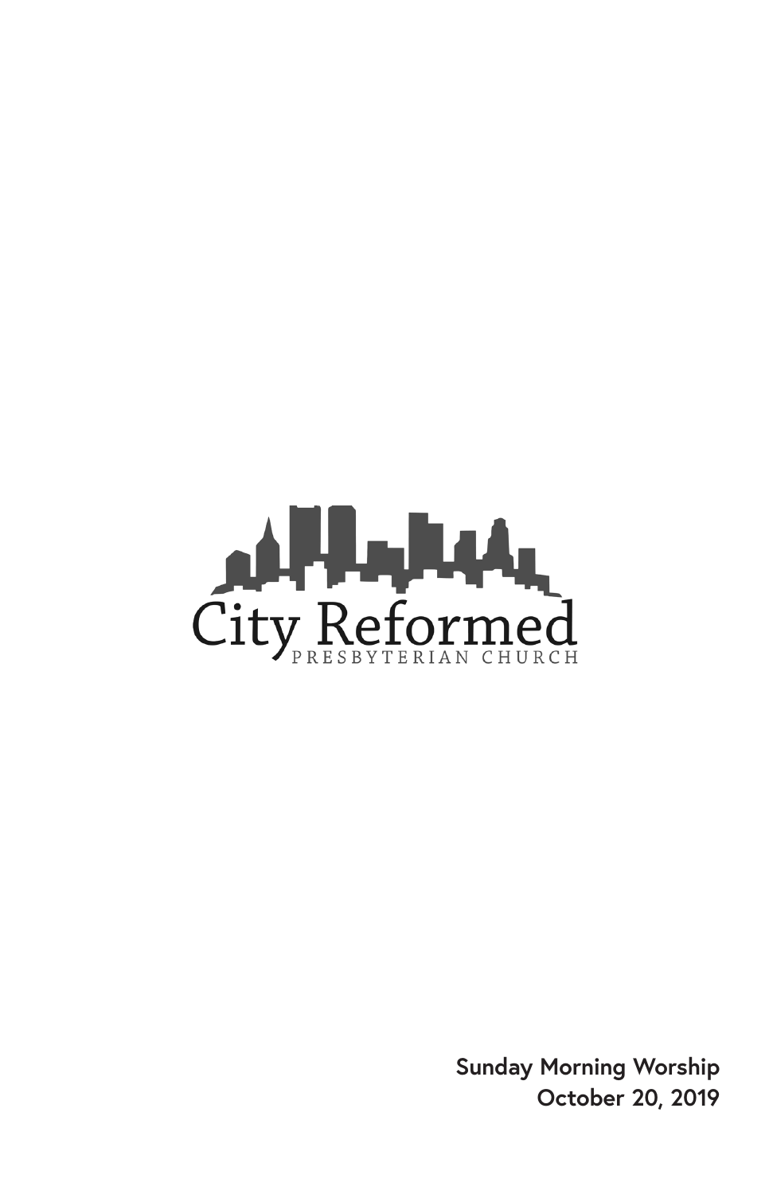City Reformed

PRESBYTERIAN CHURCH

**Sunday Morning Worship**
**October 20, 2019**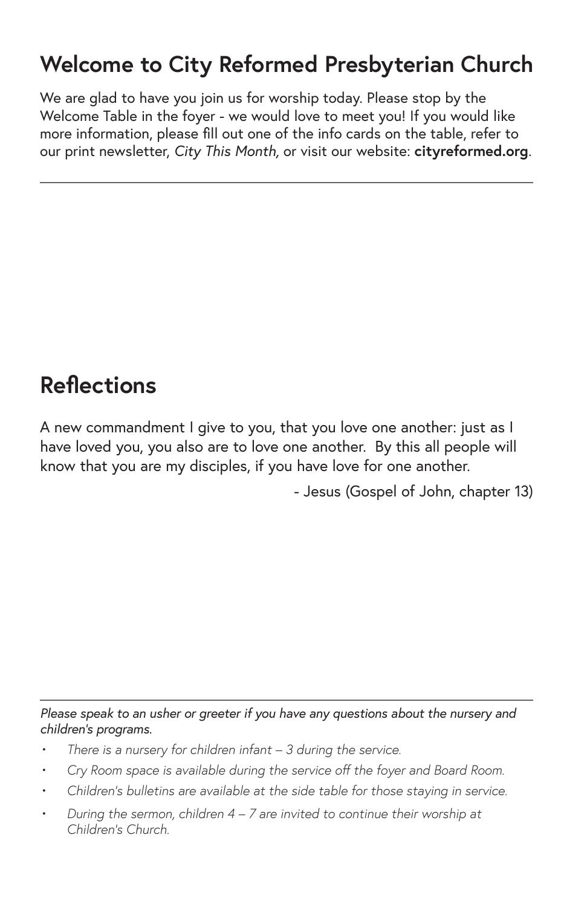## Welcome to City Reformed Presbyterian Church

We are glad to have you join us for worship today. Please stop by the Welcome Table in the foyer - we would love to meet you! If you would like more information, please fill out one of the info cards on the table, refer to our print newsletter, *City This Month,* or visit our website: **cityreformed.org**.

---

## Reflections

A new commandment I give to you, that you love one another: just as I have loved you, you also are to love one another. By this all people will know that you are my disciples, if you have love for one another.

- Jesus (Gospel of John, chapter 13)

---

*Please speak to an usher or greeter if you have any questions about the nursery and children's programs.*

- *There is a nursery for children infant – 3 during the service.*
- *Cry Room space is available during the service off the foyer and Board Room.*
- *Children's bulletins are available at the side table for those staying in service.*
- *During the sermon, children 4 – 7 are invited to continue their worship at Children's Church.*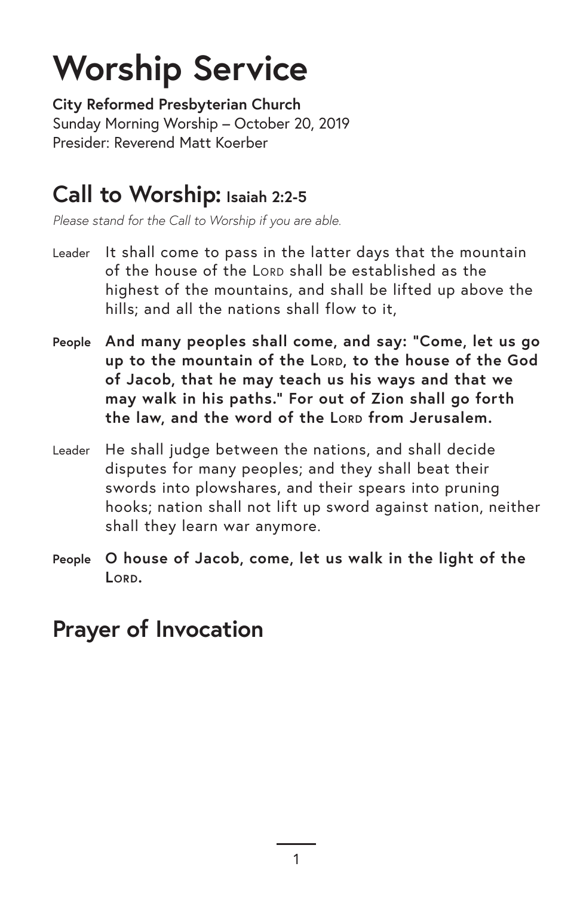# Worship Service

**City Reformed Presbyterian Church**
Sunday Morning Worship – October 20, 2019
Presider: Reverend Matt Koerber

## Call to Worship: Isaiah 2:2-5

*Please stand for the Call to Worship if you are able.*

Leader It shall come to pass in the latter days that the mountain of the house of the LORD shall be established as the highest of the mountains, and shall be lifted up above the hills; and all the nations shall flow to it,

**People And many peoples shall come, and say: "Come, let us go up to the mountain of the LORD, to the house of the God of Jacob, that he may teach us his ways and that we may walk in his paths." For out of Zion shall go forth the law, and the word of the LORD from Jerusalem.**

Leader He shall judge between the nations, and shall decide disputes for many peoples; and they shall beat their swords into plowshares, and their spears into pruning hooks; nation shall not lift up sword against nation, neither shall they learn war anymore.

**People O house of Jacob, come, let us walk in the light of the LORD.**

## Prayer of Invocation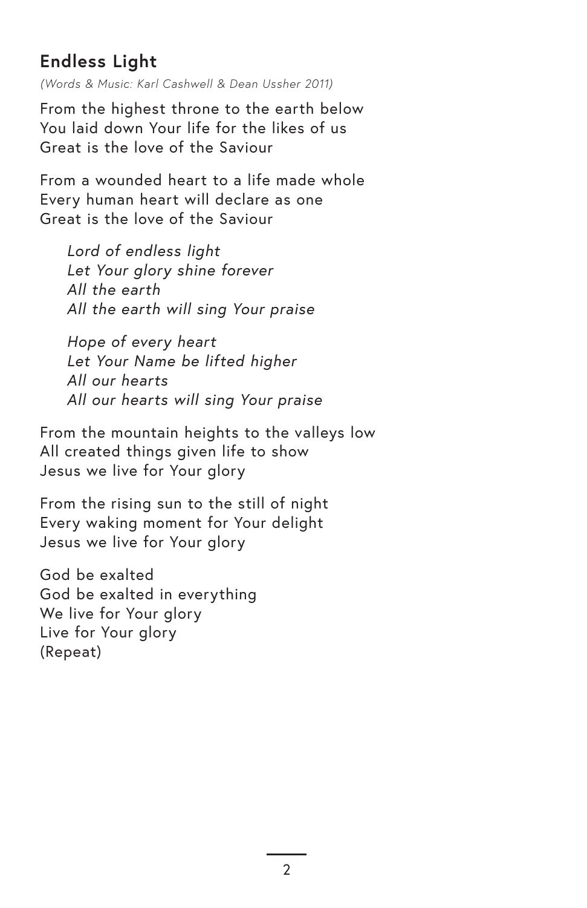## Endless Light

*(Words & Music: Karl Cashwell & Dean Ussher 2011)*

From the highest throne to the earth below
You laid down Your life for the likes of us
Great is the love of the Saviour

From a wounded heart to a life made whole
Every human heart will declare as one
Great is the love of the Saviour

*Lord of endless light*
*Let Your glory shine forever*
*All the earth*
*All the earth will sing Your praise*

*Hope of every heart*
*Let Your Name be lifted higher*
*All our hearts*
*All our hearts will sing Your praise*

From the mountain heights to the valleys low
All created things given life to show
Jesus we live for Your glory

From the rising sun to the still of night
Every waking moment for Your delight
Jesus we live for Your glory

God be exalted
God be exalted in everything
We live for Your glory
Live for Your glory
(Repeat)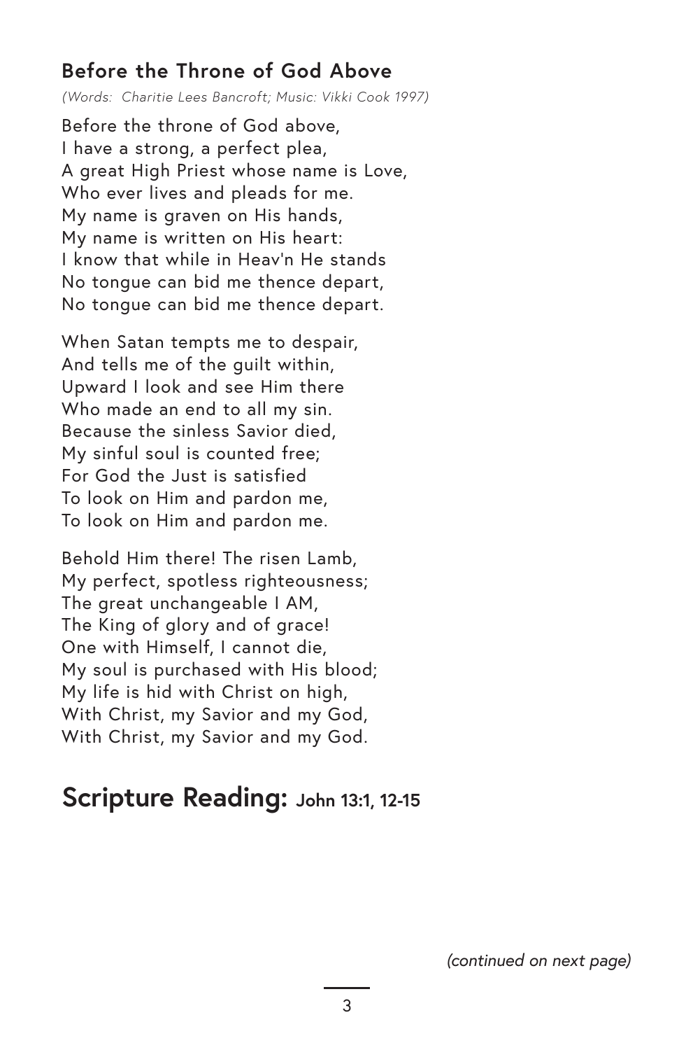### Before the Throne of God Above

*(Words: Charitie Lees Bancroft; Music: Vikki Cook 1997)*

Before the throne of God above,
I have a strong, a perfect plea,
A great High Priest whose name is Love,
Who ever lives and pleads for me.
My name is graven on His hands,
My name is written on His heart:
I know that while in Heav'n He stands
No tongue can bid me thence depart,
No tongue can bid me thence depart.

When Satan tempts me to despair,
And tells me of the guilt within,
Upward I look and see Him there
Who made an end to all my sin.
Because the sinless Savior died,
My sinful soul is counted free;
For God the Just is satisfied
To look on Him and pardon me,
To look on Him and pardon me.

Behold Him there! The risen Lamb,
My perfect, spotless righteousness;
The great unchangeable I AM,
The King of glory and of grace!
One with Himself, I cannot die,
My soul is purchased with His blood;
My life is hid with Christ on high,
With Christ, my Savior and my God,
With Christ, my Savior and my God.

## Scripture Reading: John 13:1, 12-15

*(continued on next page)*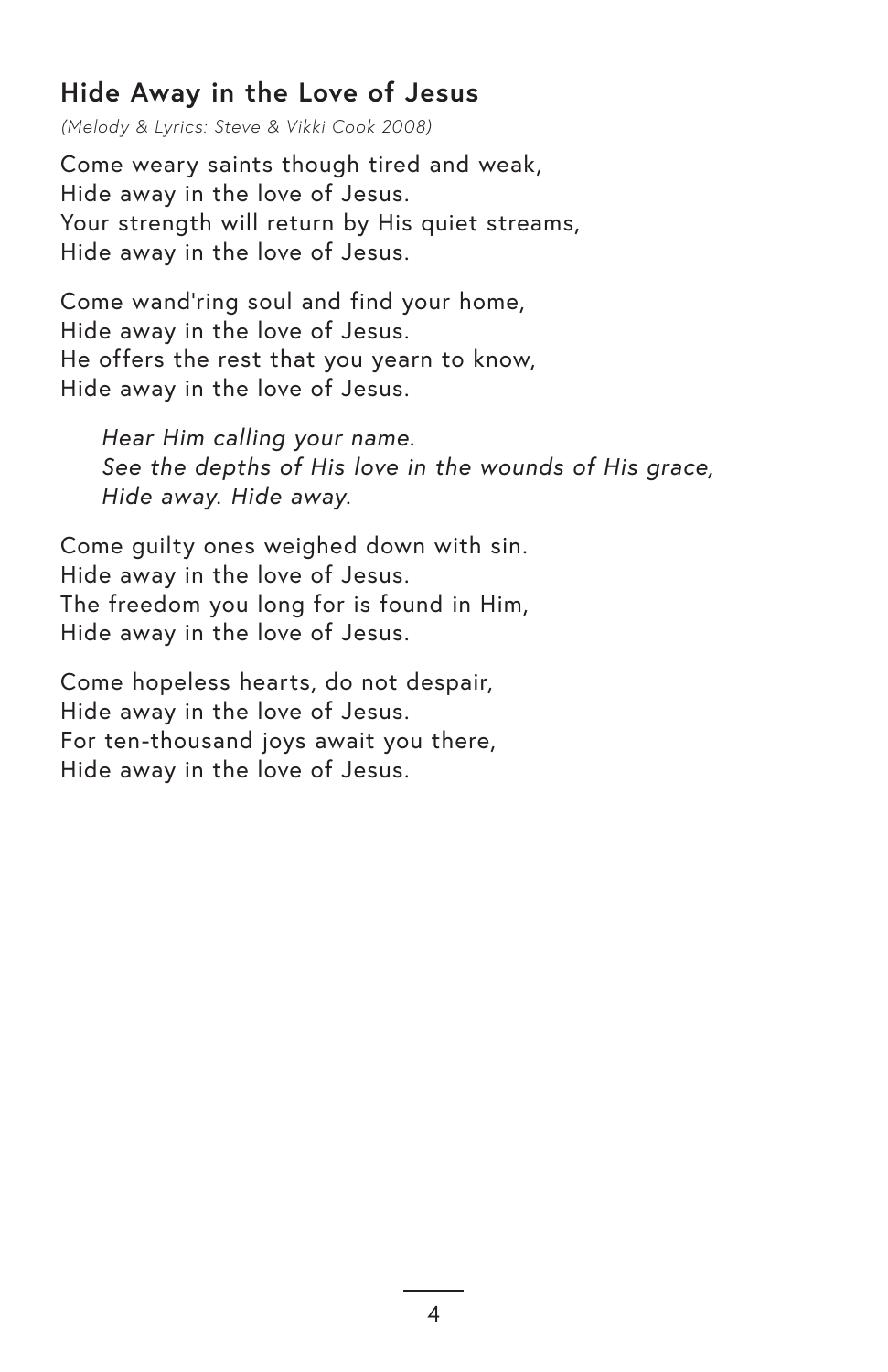## Hide Away in the Love of Jesus

*(Melody & Lyrics: Steve & Vikki Cook 2008)*

Come weary saints though tired and weak,
Hide away in the love of Jesus.
Your strength will return by His quiet streams,
Hide away in the love of Jesus.

Come wand'ring soul and find your home,
Hide away in the love of Jesus.
He offers the rest that you yearn to know,
Hide away in the love of Jesus.

> *Hear Him calling your name.*
> *See the depths of His love in the wounds of His grace,*
> *Hide away. Hide away.*

Come guilty ones weighed down with sin.
Hide away in the love of Jesus.
The freedom you long for is found in Him,
Hide away in the love of Jesus.

Come hopeless hearts, do not despair,
Hide away in the love of Jesus.
For ten-thousand joys await you there,
Hide away in the love of Jesus.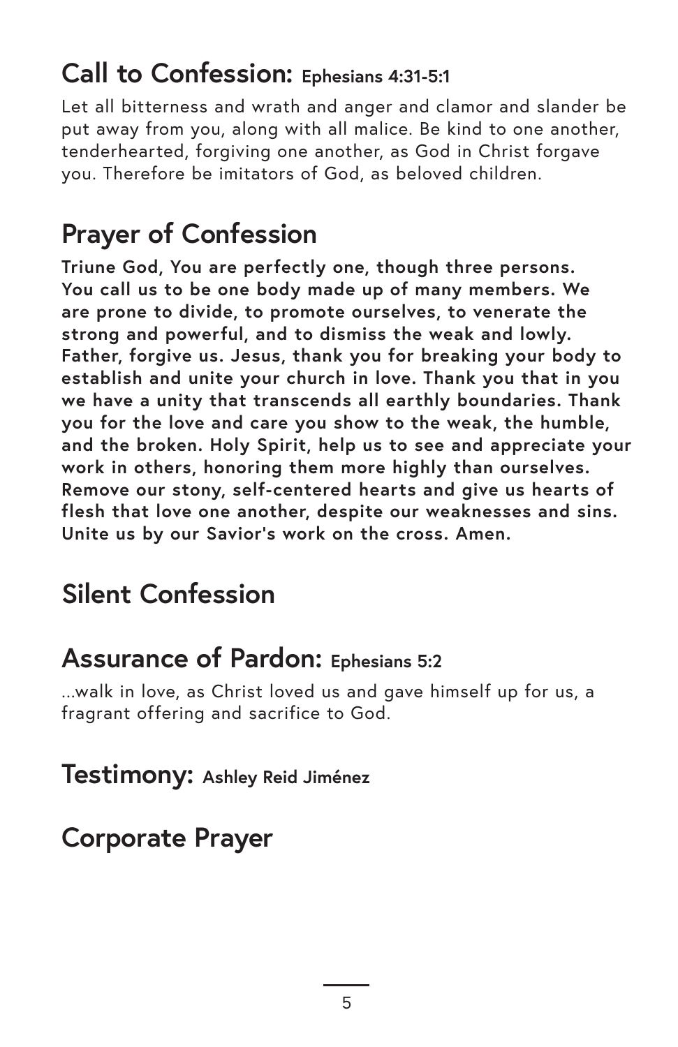## Call to Confession: Ephesians 4:31-5:1

Let all bitterness and wrath and anger and clamor and slander be put away from you, along with all malice. Be kind to one another, tenderhearted, forgiving one another, as God in Christ forgave you. Therefore be imitators of God, as beloved children.

## Prayer of Confession

**Triune God, You are perfectly one, though three persons. You call us to be one body made up of many members. We are prone to divide, to promote ourselves, to venerate the strong and powerful, and to dismiss the weak and lowly. Father, forgive us. Jesus, thank you for breaking your body to establish and unite your church in love. Thank you that in you we have a unity that transcends all earthly boundaries. Thank you for the love and care you show to the weak, the humble, and the broken. Holy Spirit, help us to see and appreciate your work in others, honoring them more highly than ourselves. Remove our stony, self-centered hearts and give us hearts of flesh that love one another, despite our weaknesses and sins. Unite us by our Savior's work on the cross. Amen.**

## Silent Confession

## Assurance of Pardon: Ephesians 5:2

...walk in love, as Christ loved us and gave himself up for us, a fragrant offering and sacrifice to God.

## Testimony: Ashley Reid Jiménez

## Corporate Prayer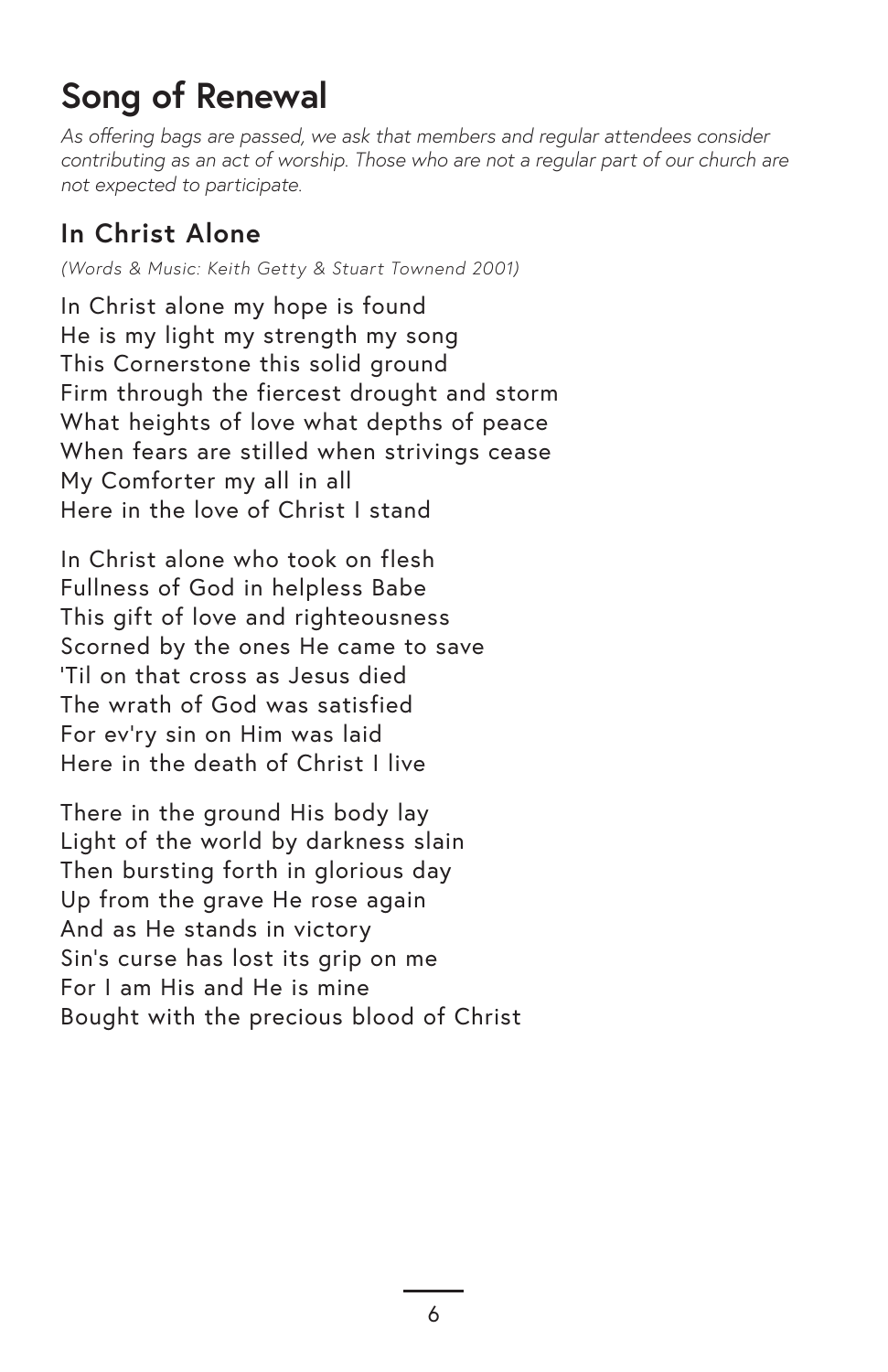# Song of Renewal

*As offering bags are passed, we ask that members and regular attendees consider contributing as an act of worship. Those who are not a regular part of our church are not expected to participate.*

## In Christ Alone

*(Words & Music: Keith Getty & Stuart Townend 2001)*

In Christ alone my hope is found
He is my light my strength my song
This Cornerstone this solid ground
Firm through the fiercest drought and storm
What heights of love what depths of peace
When fears are stilled when strivings cease
My Comforter my all in all
Here in the love of Christ I stand

In Christ alone who took on flesh
Fullness of God in helpless Babe
This gift of love and righteousness
Scorned by the ones He came to save
'Til on that cross as Jesus died
The wrath of God was satisfied
For ev'ry sin on Him was laid
Here in the death of Christ I live

There in the ground His body lay
Light of the world by darkness slain
Then bursting forth in glorious day
Up from the grave He rose again
And as He stands in victory
Sin's curse has lost its grip on me
For I am His and He is mine
Bought with the precious blood of Christ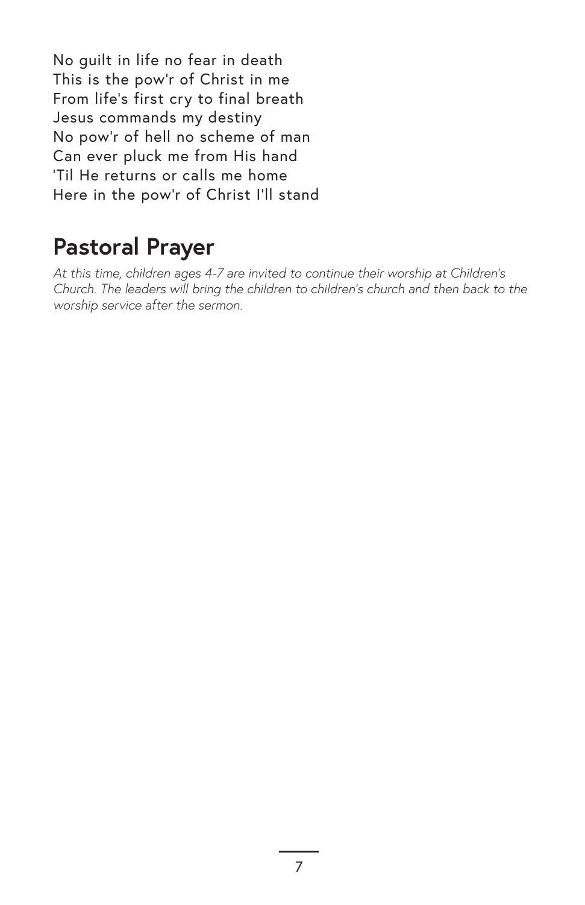No guilt in life no fear in death
This is the pow'r of Christ in me
From life's first cry to final breath
Jesus commands my destiny
No pow'r of hell no scheme of man
Can ever pluck me from His hand
'Til He returns or calls me home
Here in the pow'r of Christ I'll stand

## Pastoral Prayer

*At this time, children ages 4-7 are invited to continue their worship at Children's Church. The leaders will bring the children to children's church and then back to the worship service after the sermon.*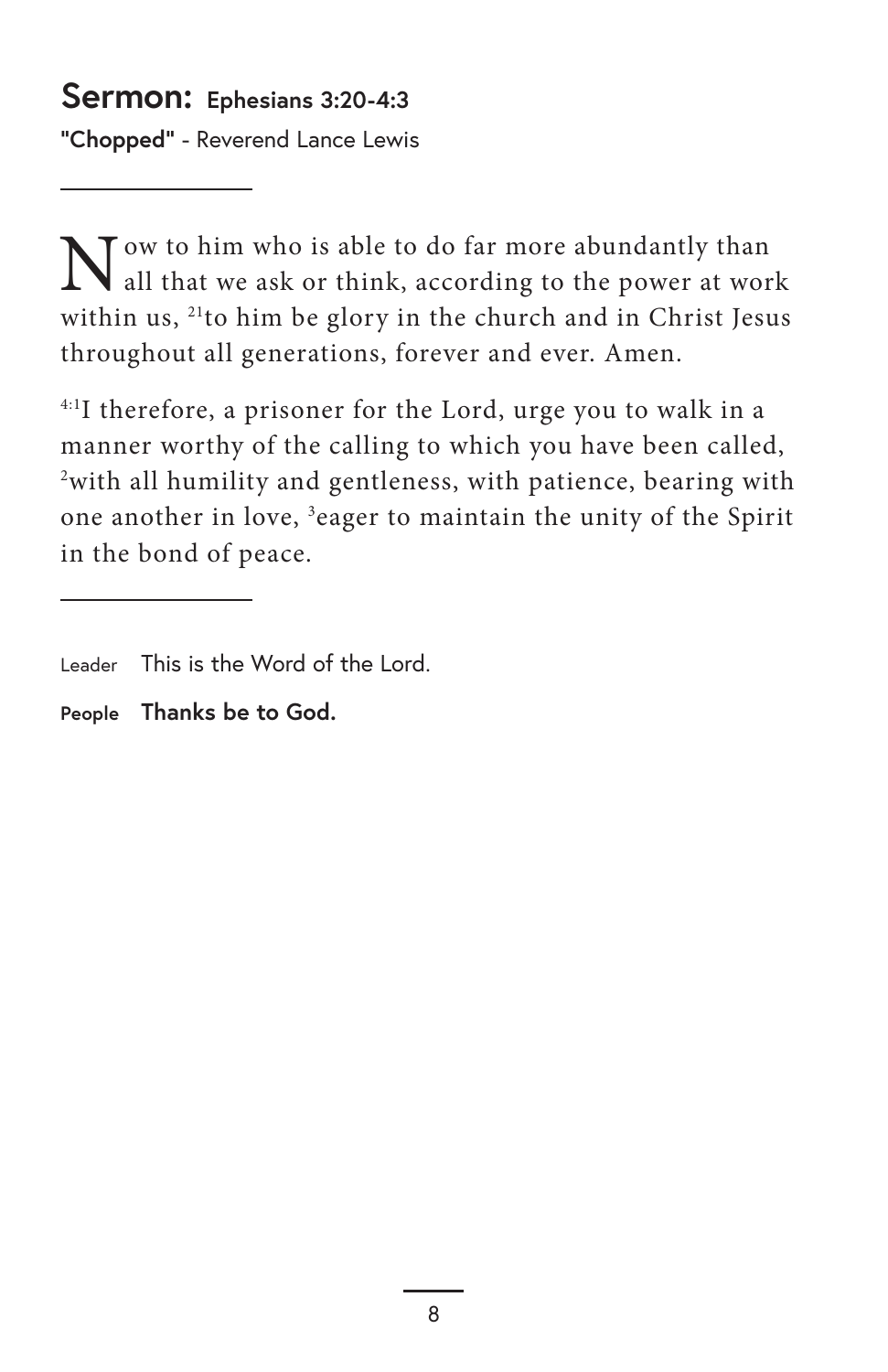## Sermon: Ephesians 3:20-4:3

**"Chopped"** - Reverend Lance Lewis

---

Now to him who is able to do far more abundantly than all that we ask or think, according to the power at work within us, [21]to him be glory in the church and in Christ Jesus throughout all generations, forever and ever. Amen.

[4:1]I therefore, a prisoner for the Lord, urge you to walk in a manner worthy of the calling to which you have been called, [2]with all humility and gentleness, with patience, bearing with one another in love, [3]eager to maintain the unity of the Spirit in the bond of peace.

---

Leader This is the Word of the Lord.

**People Thanks be to God.**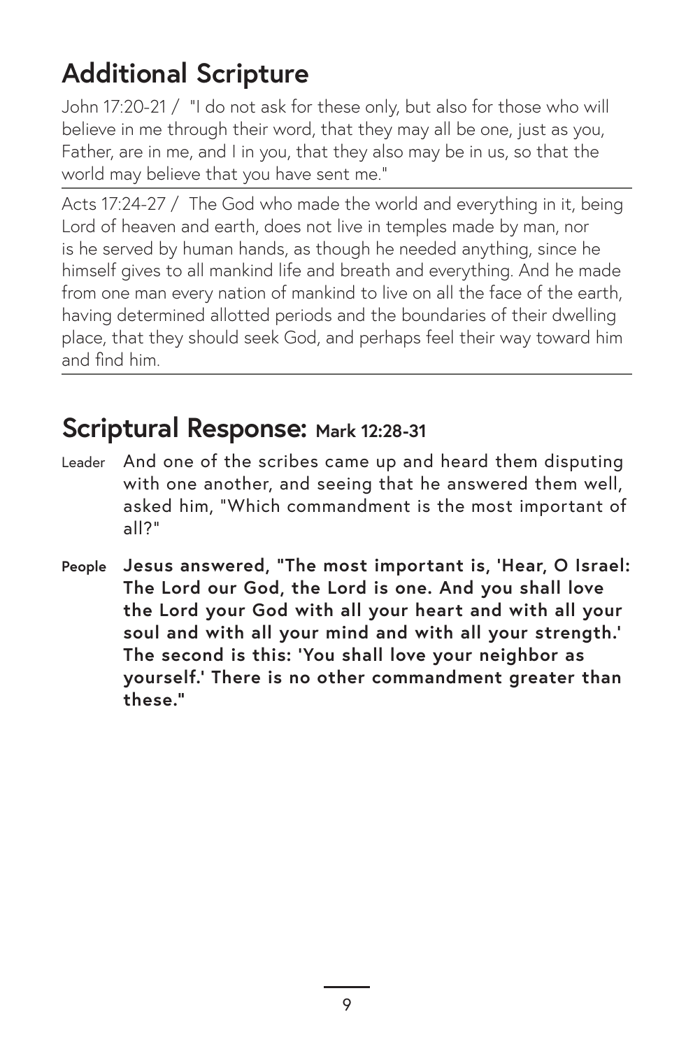## Additional Scripture

John 17:20-21 / "I do not ask for these only, but also for those who will believe in me through their word, that they may all be one, just as you, Father, are in me, and I in you, that they also may be in us, so that the world may believe that you have sent me."

Acts 17:24-27 / The God who made the world and everything in it, being Lord of heaven and earth, does not live in temples made by man, nor is he served by human hands, as though he needed anything, since he himself gives to all mankind life and breath and everything. And he made from one man every nation of mankind to live on all the face of the earth, having determined allotted periods and the boundaries of their dwelling place, that they should seek God, and perhaps feel their way toward him and find him.

## Scriptural Response: Mark 12:28-31

Leader And one of the scribes came up and heard them disputing with one another, and seeing that he answered them well, asked him, "Which commandment is the most important of all?"

**People Jesus answered, "The most important is, 'Hear, O Israel: The Lord our God, the Lord is one. And you shall love the Lord your God with all your heart and with all your soul and with all your mind and with all your strength.' The second is this: 'You shall love your neighbor as yourself.' There is no other commandment greater than these."**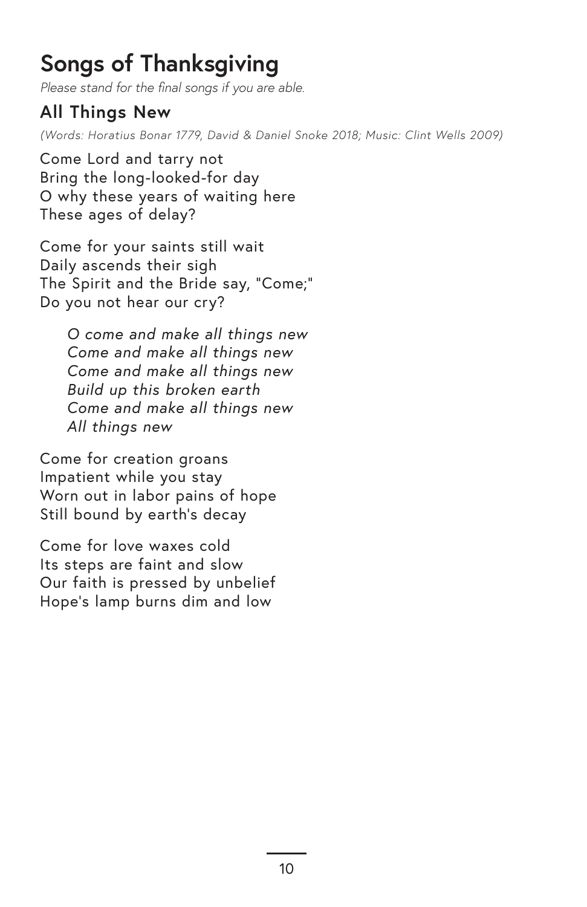# Songs of Thanksgiving

*Please stand for the final songs if you are able.*

## All Things New

*(Words: Horatius Bonar 1779, David & Daniel Snoke 2018; Music: Clint Wells 2009)*

Come Lord and tarry not
Bring the long-looked-for day
O why these years of waiting here
These ages of delay?

Come for your saints still wait
Daily ascends their sigh
The Spirit and the Bride say, "Come;"
Do you not hear our cry?

> *O come and make all things new*
> *Come and make all things new*
> *Come and make all things new*
> *Build up this broken earth*
> *Come and make all things new*
> *All things new*

Come for creation groans
Impatient while you stay
Worn out in labor pains of hope
Still bound by earth's decay

Come for love waxes cold
Its steps are faint and slow
Our faith is pressed by unbelief
Hope's lamp burns dim and low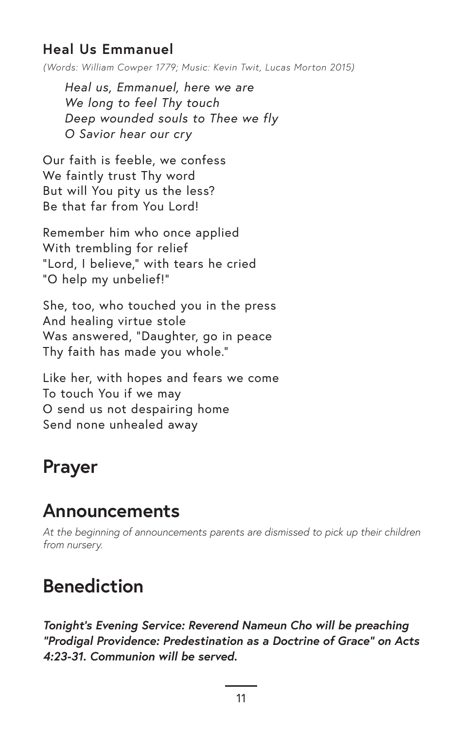### Heal Us Emmanuel

*(Words: William Cowper 1779; Music: Kevin Twit, Lucas Morton 2015)*

*Heal us, Emmanuel, here we are*
*We long to feel Thy touch*
*Deep wounded souls to Thee we fly*
*O Savior hear our cry*

Our faith is feeble, we confess
We faintly trust Thy word
But will You pity us the less?
Be that far from You Lord!

Remember him who once applied
With trembling for relief
"Lord, I believe," with tears he cried
"O help my unbelief!"

She, too, who touched you in the press
And healing virtue stole
Was answered, "Daughter, go in peace
Thy faith has made you whole."

Like her, with hopes and fears we come
To touch You if we may
O send us not despairing home
Send none unhealed away

## Prayer

## Announcements

*At the beginning of announcements parents are dismissed to pick up their children from nursery.*

## Benediction

***Tonight's Evening Service: Reverend Nameun Cho will be preaching "Prodigal Providence: Predestination as a Doctrine of Grace" on Acts 4:23-31. Communion will be served.***